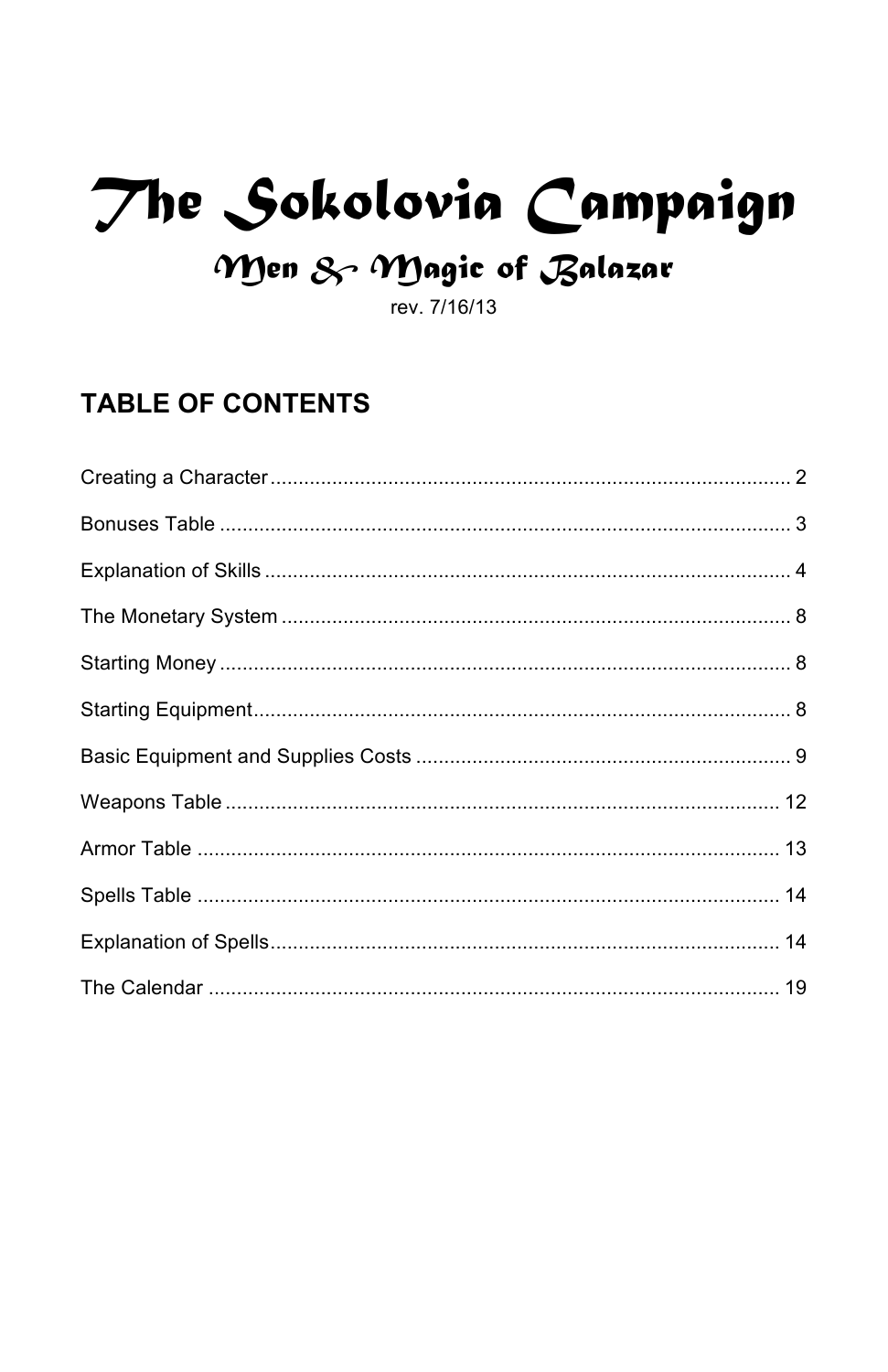# The Sokolovia Campaign

## Men & Magic of Balazar

rev. 7/16/13

## TABLE OF CONTENTS

Creating a Character .......... 2

Bonuses Table .......... 3

Explanation of Skills .......... 4

The Monetary System .......... 8

Starting Money .......... 8

Starting Equipment .......... 8

Basic Equipment and Supplies Costs .......... 9

Weapons Table .......... 12

Armor Table .......... 13

Spells Table .......... 14

Explanation of Spells .......... 14

The Calendar .......... 19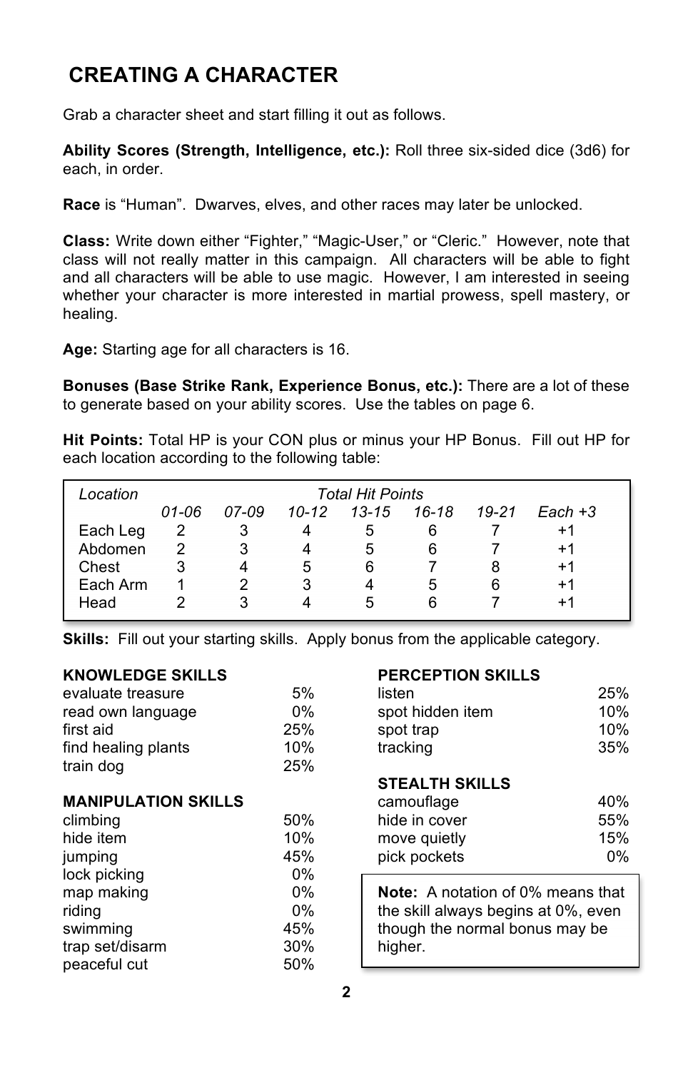# CREATING A CHARACTER

Grab a character sheet and start filling it out as follows.

**Ability Scores (Strength, Intelligence, etc.):** Roll three six-sided dice (3d6) for each, in order.

**Race** is "Human". Dwarves, elves, and other races may later be unlocked.

**Class:** Write down either "Fighter," "Magic-User," or "Cleric." However, note that class will not really matter in this campaign. All characters will be able to fight and all characters will be able to use magic. However, I am interested in seeing whether your character is more interested in martial prowess, spell mastery, or healing.

**Age:** Starting age for all characters is 16.

**Bonuses (Base Strike Rank, Experience Bonus, etc.):** There are a lot of these to generate based on your ability scores. Use the tables on page 6.

**Hit Points:** Total HP is your CON plus or minus your HP Bonus. Fill out HP for each location according to the following table:

| *Location* | *Total Hit Points* | | | | | | |
|---|---|---|---|---|---|---|---|
| | *01-06* | *07-09* | *10-12* | *13-15* | *16-18* | *19-21* | *Each +3* |
| Each Leg | 2 | 3 | 4 | 5 | 6 | 7 | +1 |
| Abdomen | 2 | 3 | 4 | 5 | 6 | 7 | +1 |
| Chest | 3 | 4 | 5 | 6 | 7 | 8 | +1 |
| Each Arm | 1 | 2 | 3 | 4 | 5 | 6 | +1 |
| Head | 2 | 3 | 4 | 5 | 6 | 7 | +1 |

**Skills:** Fill out your starting skills. Apply bonus from the applicable category.

| **KNOWLEDGE SKILLS** | |
|---|---|
| evaluate treasure | 5% |
| read own language | 0% |
| first aid | 25% |
| find healing plants | 10% |
| train dog | 25% |

| **MANIPULATION SKILLS** | |
|---|---|
| climbing | 50% |
| hide item | 10% |
| jumping | 45% |
| lock picking | 0% |
| map making | 0% |
| riding | 0% |
| swimming | 45% |
| trap set/disarm | 30% |
| peaceful cut | 50% |

| **PERCEPTION SKILLS** | |
|---|---|
| listen | 25% |
| spot hidden item | 10% |
| spot trap | 10% |
| tracking | 35% |

| **STEALTH SKILLS** | |
|---|---|
| camouflage | 40% |
| hide in cover | 55% |
| move quietly | 15% |
| pick pockets | 0% |

**Note:** A notation of 0% means that the skill always begins at 0%, even though the normal bonus may be higher.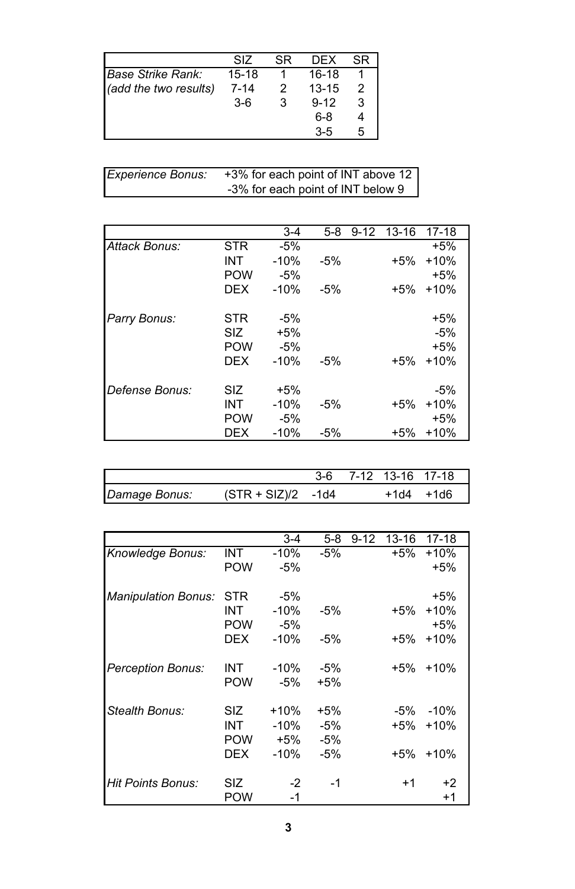| | SIZ | SR | DEX | SR |
|---|---|---|---|---|
| *Base Strike Rank:* | 15-18 | 1 | 16-18 | 1 |
| *(add the two results)* | 7-14 | 2 | 13-15 | 2 |
| | 3-6 | 3 | 9-12 | 3 |
| | | | 6-8 | 4 |
| | | | 3-5 | 5 |

| | |
|---|---|
| *Experience Bonus:* | +3% for each point of INT above 12 |
| | -3% for each point of INT below 9 |

| | | 3-4 | 5-8 | 9-12 | 13-16 | 17-18 |
|---|---|---|---|---|---|---|
| *Attack Bonus:* | STR | -5% | | | | +5% |
| | INT | -10% | -5% | | +5% | +10% |
| | POW | -5% | | | | +5% |
| | DEX | -10% | -5% | | +5% | +10% |
| | | | | | | |
| *Parry Bonus:* | STR | -5% | | | | +5% |
| | SIZ | +5% | | | | -5% |
| | POW | -5% | | | | +5% |
| | DEX | -10% | -5% | | +5% | +10% |
| | | | | | | |
| *Defense Bonus:* | SIZ | +5% | | | | -5% |
| | INT | -10% | -5% | | +5% | +10% |
| | POW | -5% | | | | +5% |
| | DEX | -10% | -5% | | +5% | +10% |

| | | 3-6 | 7-12 | 13-16 | 17-18 |
|---|---|---|---|---|---|
| *Damage Bonus:* | (STR + SIZ)/2 | -1d4 | | +1d4 | +1d6 |

| | | 3-4 | 5-8 | 9-12 | 13-16 | 17-18 |
|---|---|---|---|---|---|---|
| *Knowledge Bonus:* | INT | -10% | -5% | | +5% | +10% |
| | POW | -5% | | | | +5% |
| | | | | | | |
| *Manipulation Bonus:* | STR | -5% | | | | +5% |
| | INT | -10% | -5% | | +5% | +10% |
| | POW | -5% | | | | +5% |
| | DEX | -10% | -5% | | +5% | +10% |
| | | | | | | |
| *Perception Bonus:* | INT | -10% | -5% | | +5% | +10% |
| | POW | -5% | +5% | | | |
| | | | | | | |
| *Stealth Bonus:* | SIZ | +10% | +5% | | -5% | -10% |
| | INT | -10% | -5% | | +5% | +10% |
| | POW | +5% | -5% | | | |
| | DEX | -10% | -5% | | +5% | +10% |
| | | | | | | |
| *Hit Points Bonus:* | SIZ | -2 | -1 | | +1 | +2 |
| | POW | -1 | | | | +1 |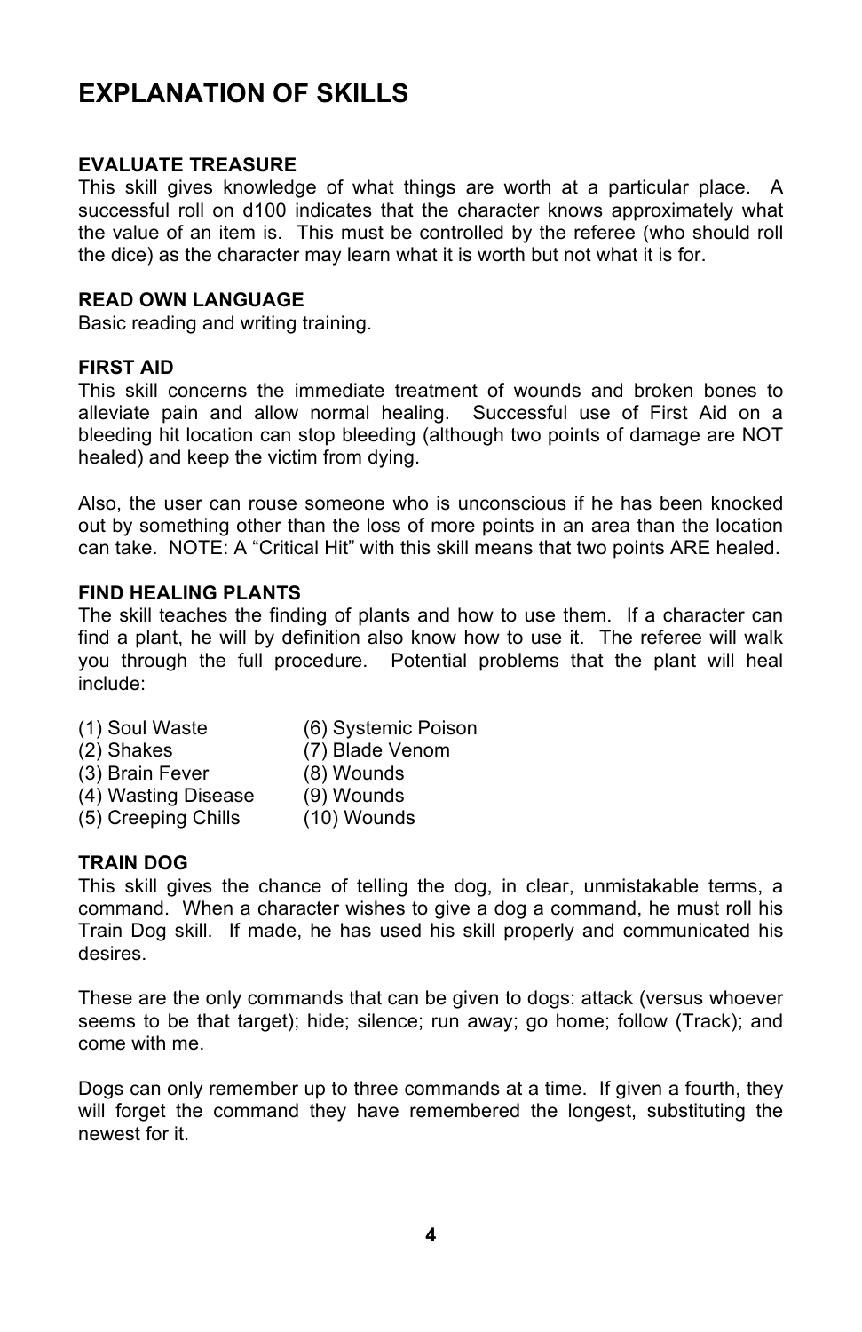# EXPLANATION OF SKILLS

### EVALUATE TREASURE

This skill gives knowledge of what things are worth at a particular place. A successful roll on d100 indicates that the character knows approximately what the value of an item is. This must be controlled by the referee (who should roll the dice) as the character may learn what it is worth but not what it is for.

### READ OWN LANGUAGE

Basic reading and writing training.

### FIRST AID

This skill concerns the immediate treatment of wounds and broken bones to alleviate pain and allow normal healing. Successful use of First Aid on a bleeding hit location can stop bleeding (although two points of damage are NOT healed) and keep the victim from dying.

Also, the user can rouse someone who is unconscious if he has been knocked out by something other than the loss of more points in an area than the location can take. NOTE: A "Critical Hit" with this skill means that two points ARE healed.

### FIND HEALING PLANTS

The skill teaches the finding of plants and how to use them. If a character can find a plant, he will by definition also know how to use it. The referee will walk you through the full procedure. Potential problems that the plant will heal include:

(1) Soul Waste
(2) Shakes
(3) Brain Fever
(4) Wasting Disease
(5) Creeping Chills
(6) Systemic Poison
(7) Blade Venom
(8) Wounds
(9) Wounds
(10) Wounds

### TRAIN DOG

This skill gives the chance of telling the dog, in clear, unmistakable terms, a command. When a character wishes to give a dog a command, he must roll his Train Dog skill. If made, he has used his skill properly and communicated his desires.

These are the only commands that can be given to dogs: attack (versus whoever seems to be that target); hide; silence; run away; go home; follow (Track); and come with me.

Dogs can only remember up to three commands at a time. If given a fourth, they will forget the command they have remembered the longest, substituting the newest for it.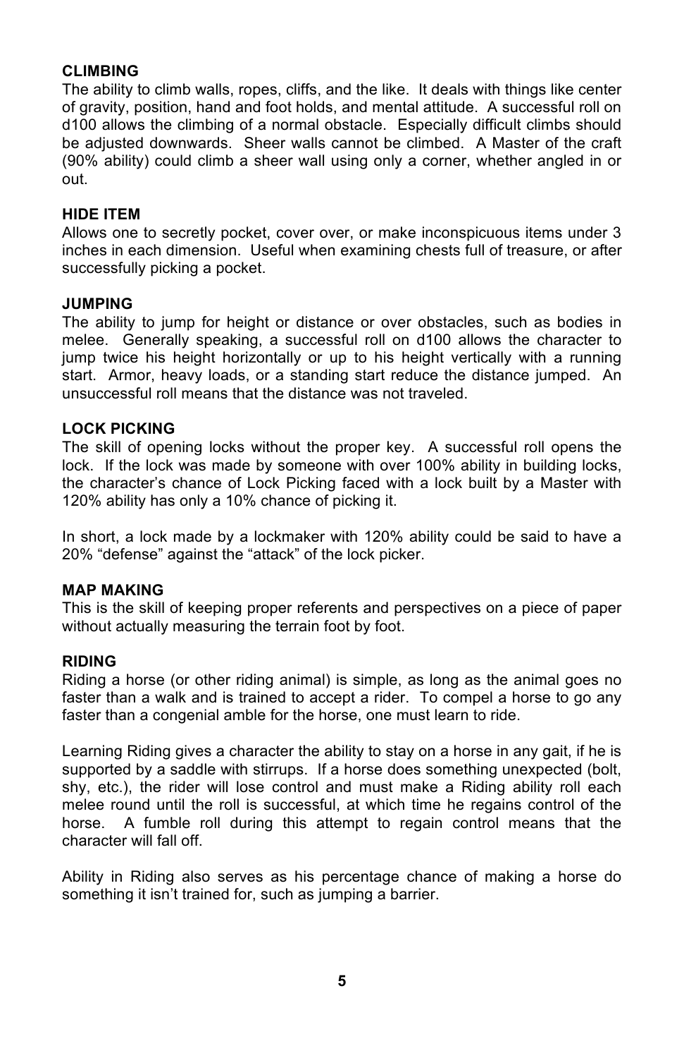**CLIMBING**

The ability to climb walls, ropes, cliffs, and the like. It deals with things like center of gravity, position, hand and foot holds, and mental attitude. A successful roll on d100 allows the climbing of a normal obstacle. Especially difficult climbs should be adjusted downwards. Sheer walls cannot be climbed. A Master of the craft (90% ability) could climb a sheer wall using only a corner, whether angled in or out.

**HIDE ITEM**

Allows one to secretly pocket, cover over, or make inconspicuous items under 3 inches in each dimension. Useful when examining chests full of treasure, or after successfully picking a pocket.

**JUMPING**

The ability to jump for height or distance or over obstacles, such as bodies in melee. Generally speaking, a successful roll on d100 allows the character to jump twice his height horizontally or up to his height vertically with a running start. Armor, heavy loads, or a standing start reduce the distance jumped. An unsuccessful roll means that the distance was not traveled.

**LOCK PICKING**

The skill of opening locks without the proper key. A successful roll opens the lock. If the lock was made by someone with over 100% ability in building locks, the character's chance of Lock Picking faced with a lock built by a Master with 120% ability has only a 10% chance of picking it.

In short, a lock made by a lockmaker with 120% ability could be said to have a 20% "defense" against the "attack" of the lock picker.

**MAP MAKING**

This is the skill of keeping proper referents and perspectives on a piece of paper without actually measuring the terrain foot by foot.

**RIDING**

Riding a horse (or other riding animal) is simple, as long as the animal goes no faster than a walk and is trained to accept a rider. To compel a horse to go any faster than a congenial amble for the horse, one must learn to ride.

Learning Riding gives a character the ability to stay on a horse in any gait, if he is supported by a saddle with stirrups. If a horse does something unexpected (bolt, shy, etc.), the rider will lose control and must make a Riding ability roll each melee round until the roll is successful, at which time he regains control of the horse. A fumble roll during this attempt to regain control means that the character will fall off.

Ability in Riding also serves as his percentage chance of making a horse do something it isn't trained for, such as jumping a barrier.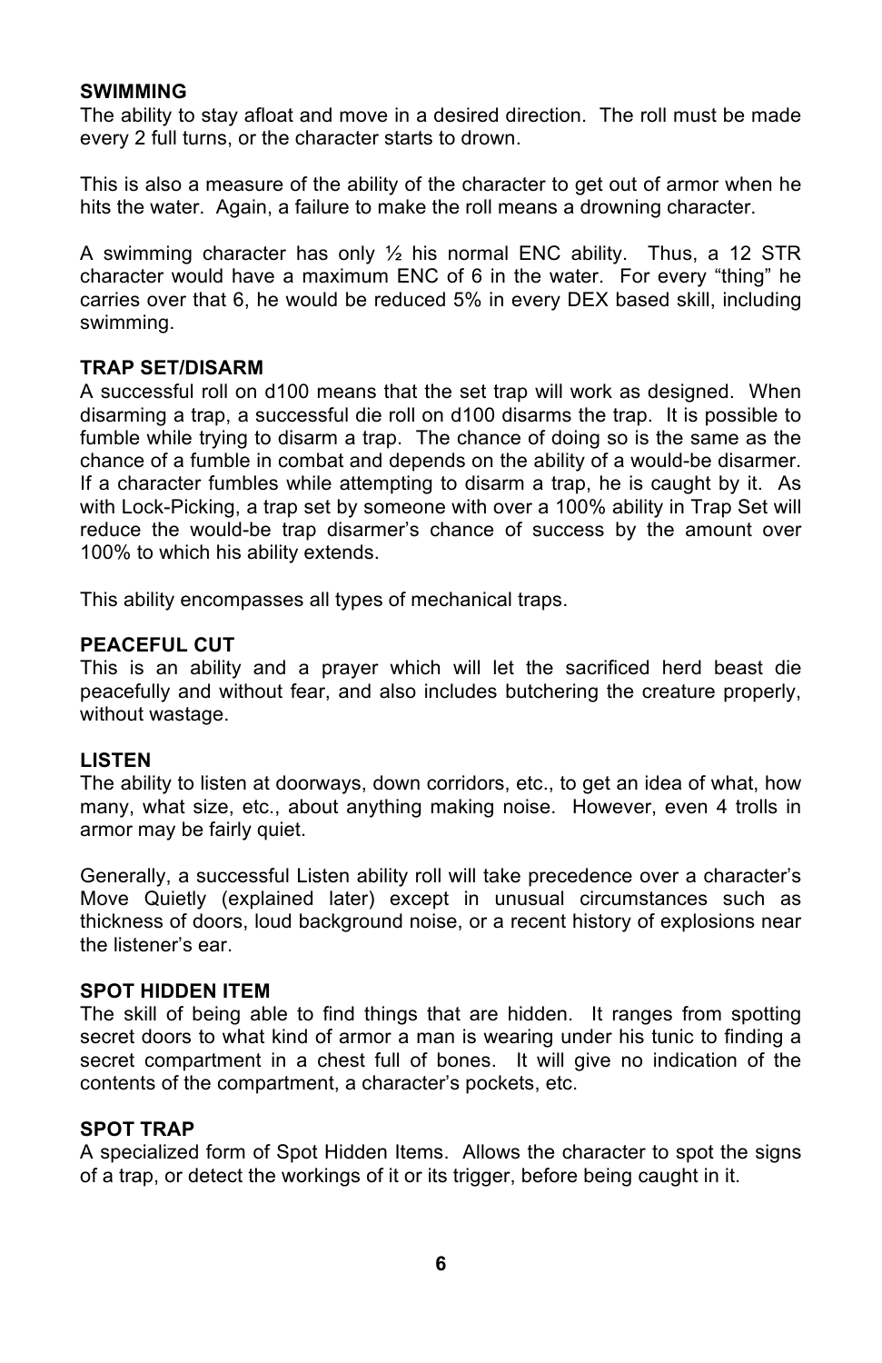**SWIMMING**
The ability to stay afloat and move in a desired direction. The roll must be made every 2 full turns, or the character starts to drown.

This is also a measure of the ability of the character to get out of armor when he hits the water. Again, a failure to make the roll means a drowning character.

A swimming character has only ½ his normal ENC ability. Thus, a 12 STR character would have a maximum ENC of 6 in the water. For every "thing" he carries over that 6, he would be reduced 5% in every DEX based skill, including swimming.

**TRAP SET/DISARM**
A successful roll on d100 means that the set trap will work as designed. When disarming a trap, a successful die roll on d100 disarms the trap. It is possible to fumble while trying to disarm a trap. The chance of doing so is the same as the chance of a fumble in combat and depends on the ability of a would-be disarmer. If a character fumbles while attempting to disarm a trap, he is caught by it. As with Lock-Picking, a trap set by someone with over a 100% ability in Trap Set will reduce the would-be trap disarmer's chance of success by the amount over 100% to which his ability extends.

This ability encompasses all types of mechanical traps.

**PEACEFUL CUT**
This is an ability and a prayer which will let the sacrificed herd beast die peacefully and without fear, and also includes butchering the creature properly, without wastage.

**LISTEN**
The ability to listen at doorways, down corridors, etc., to get an idea of what, how many, what size, etc., about anything making noise. However, even 4 trolls in armor may be fairly quiet.

Generally, a successful Listen ability roll will take precedence over a character's Move Quietly (explained later) except in unusual circumstances such as thickness of doors, loud background noise, or a recent history of explosions near the listener's ear.

**SPOT HIDDEN ITEM**
The skill of being able to find things that are hidden. It ranges from spotting secret doors to what kind of armor a man is wearing under his tunic to finding a secret compartment in a chest full of bones. It will give no indication of the contents of the compartment, a character's pockets, etc.

**SPOT TRAP**
A specialized form of Spot Hidden Items. Allows the character to spot the signs of a trap, or detect the workings of it or its trigger, before being caught in it.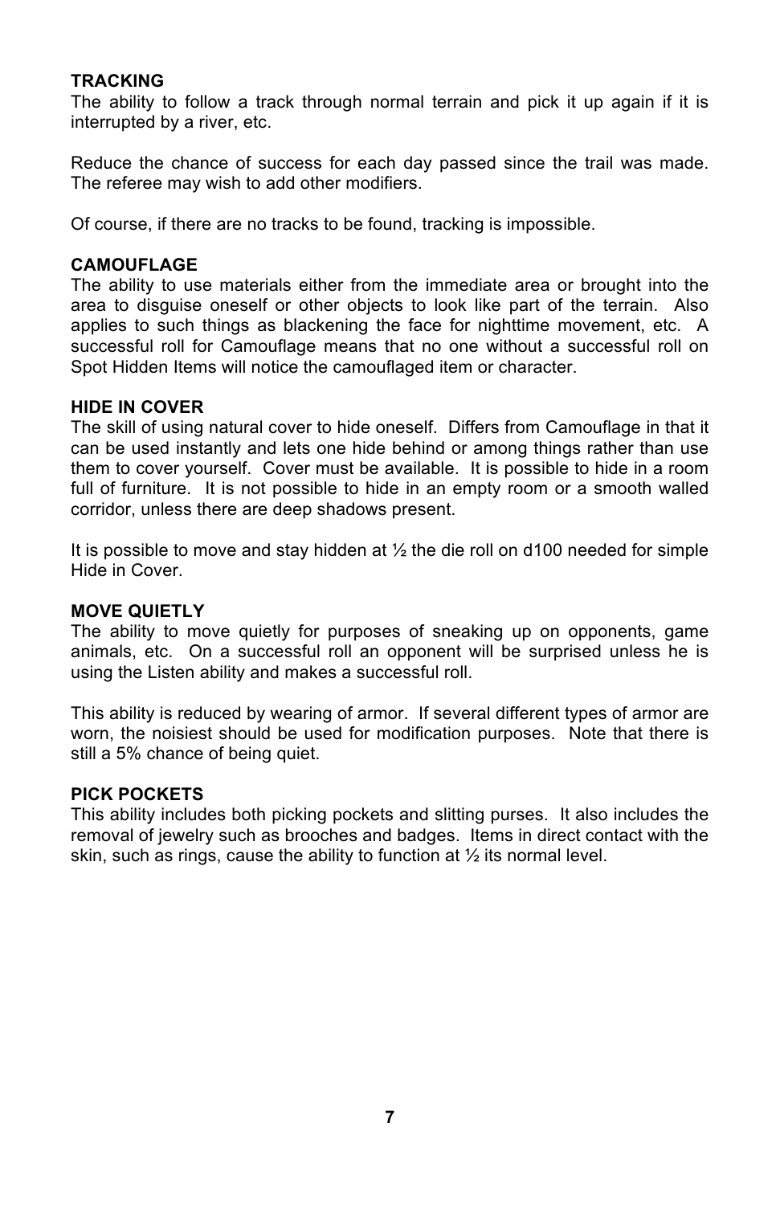**TRACKING**

The ability to follow a track through normal terrain and pick it up again if it is interrupted by a river, etc.

Reduce the chance of success for each day passed since the trail was made. The referee may wish to add other modifiers.

Of course, if there are no tracks to be found, tracking is impossible.

**CAMOUFLAGE**

The ability to use materials either from the immediate area or brought into the area to disguise oneself or other objects to look like part of the terrain. Also applies to such things as blackening the face for nighttime movement, etc. A successful roll for Camouflage means that no one without a successful roll on Spot Hidden Items will notice the camouflaged item or character.

**HIDE IN COVER**

The skill of using natural cover to hide oneself. Differs from Camouflage in that it can be used instantly and lets one hide behind or among things rather than use them to cover yourself. Cover must be available. It is possible to hide in a room full of furniture. It is not possible to hide in an empty room or a smooth walled corridor, unless there are deep shadows present.

It is possible to move and stay hidden at ½ the die roll on d100 needed for simple Hide in Cover.

**MOVE QUIETLY**

The ability to move quietly for purposes of sneaking up on opponents, game animals, etc. On a successful roll an opponent will be surprised unless he is using the Listen ability and makes a successful roll.

This ability is reduced by wearing of armor. If several different types of armor are worn, the noisiest should be used for modification purposes. Note that there is still a 5% chance of being quiet.

**PICK POCKETS**

This ability includes both picking pockets and slitting purses. It also includes the removal of jewelry such as brooches and badges. Items in direct contact with the skin, such as rings, cause the ability to function at ½ its normal level.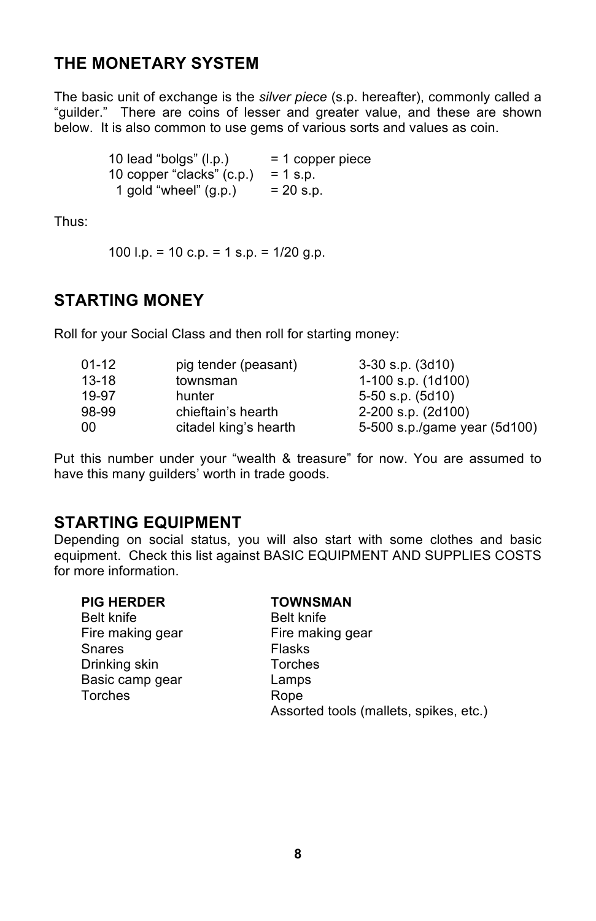## THE MONETARY SYSTEM

The basic unit of exchange is the *silver piece* (s.p. hereafter), commonly called a "guilder." There are coins of lesser and greater value, and these are shown below. It is also common to use gems of various sorts and values as coin.

| | |
|---|---|
| 10 lead "bolgs" (l.p.) | = 1 copper piece |
| 10 copper "clacks" (c.p.) | = 1 s.p. |
| 1 gold "wheel" (g.p.) | = 20 s.p. |

Thus:

100 l.p. = 10 c.p. = 1 s.p. = 1/20 g.p.

## STARTING MONEY

Roll for your Social Class and then roll for starting money:

| | | |
|---|---|---|
| 01-12 | pig tender (peasant) | 3-30 s.p. (3d10) |
| 13-18 | townsman | 1-100 s.p. (1d100) |
| 19-97 | hunter | 5-50 s.p. (5d10) |
| 98-99 | chieftain's hearth | 2-200 s.p. (2d100) |
| 00 | citadel king's hearth | 5-500 s.p./game year (5d100) |

Put this number under your "wealth & treasure" for now. You are assumed to have this many guilders' worth in trade goods.

## STARTING EQUIPMENT

Depending on social status, you will also start with some clothes and basic equipment. Check this list against BASIC EQUIPMENT AND SUPPLIES COSTS for more information.

| **PIG HERDER** | **TOWNSMAN** |
|---|---|
| Belt knife | Belt knife |
| Fire making gear | Fire making gear |
| Snares | Flasks |
| Drinking skin | Torches |
| Basic camp gear | Lamps |
| Torches | Rope |
| | Assorted tools (mallets, spikes, etc.) |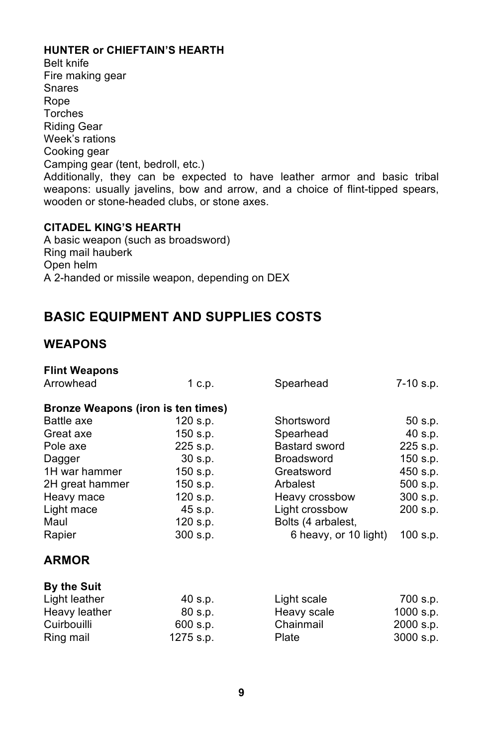**HUNTER or CHIEFTAIN'S HEARTH**

Belt knife
Fire making gear
Snares
Rope
Torches
Riding Gear
Week's rations
Cooking gear
Camping gear (tent, bedroll, etc.)

Additionally, they can be expected to have leather armor and basic tribal weapons: usually javelins, bow and arrow, and a choice of flint-tipped spears, wooden or stone-headed clubs, or stone axes.

**CITADEL KING'S HEARTH**

A basic weapon (such as broadsword)
Ring mail hauberk
Open helm
A 2-handed or missile weapon, depending on DEX

## BASIC EQUIPMENT AND SUPPLIES COSTS

### WEAPONS

**Flint Weapons**

| | | | |
|---|---|---|---|
| Arrowhead | 1 c.p. | Spearhead | 7-10 s.p. |

**Bronze Weapons (iron is ten times)**

| | | | |
|---|---|---|---|
| Battle axe | 120 s.p. | Shortsword | 50 s.p. |
| Great axe | 150 s.p. | Spearhead | 40 s.p. |
| Pole axe | 225 s.p. | Bastard sword | 225 s.p. |
| Dagger | 30 s.p. | Broadsword | 150 s.p. |
| 1H war hammer | 150 s.p. | Greatsword | 450 s.p. |
| 2H great hammer | 150 s.p. | Arbalest | 500 s.p. |
| Heavy mace | 120 s.p. | Heavy crossbow | 300 s.p. |
| Light mace | 45 s.p. | Light crossbow | 200 s.p. |
| Maul | 120 s.p. | Bolts (4 arbalest, 6 heavy, or 10 light) | 100 s.p. |
| Rapier | 300 s.p. | | |

### ARMOR

**By the Suit**

| | | | |
|---|---|---|---|
| Light leather | 40 s.p. | Light scale | 700 s.p. |
| Heavy leather | 80 s.p. | Heavy scale | 1000 s.p. |
| Cuirbouilli | 600 s.p. | Chainmail | 2000 s.p. |
| Ring mail | 1275 s.p. | Plate | 3000 s.p. |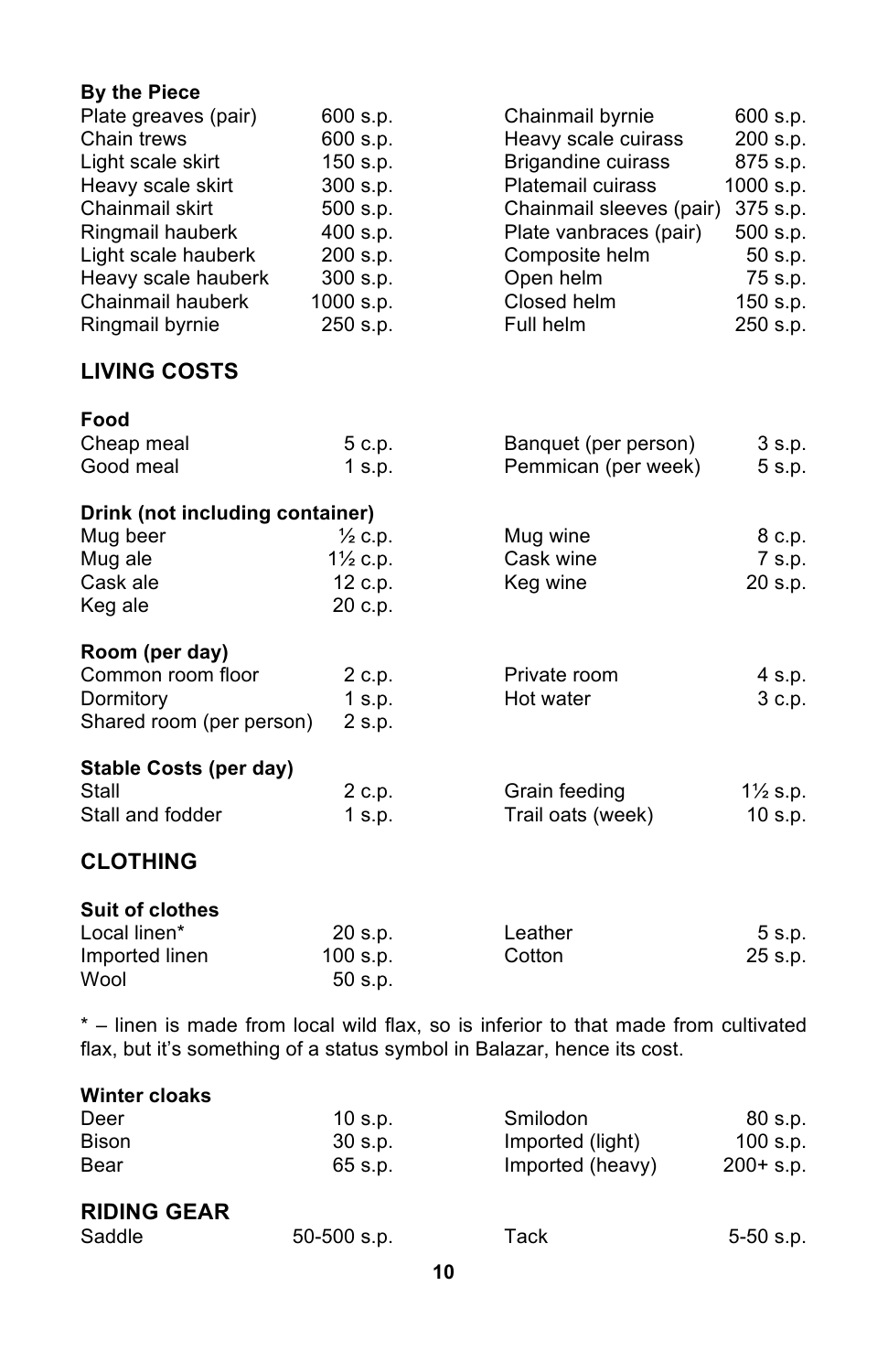**By the Piece**

| Item | Cost | Item | Cost |
|---|---|---|---|
| Plate greaves (pair) | 600 s.p. | Chainmail byrnie | 600 s.p. |
| Chain trews | 600 s.p. | Heavy scale cuirass | 200 s.p. |
| Light scale skirt | 150 s.p. | Brigandine cuirass | 875 s.p. |
| Heavy scale skirt | 300 s.p. | Platemail cuirass | 1000 s.p. |
| Chainmail skirt | 500 s.p. | Chainmail sleeves (pair) | 375 s.p. |
| Ringmail hauberk | 400 s.p. | Plate vanbraces (pair) | 500 s.p. |
| Light scale hauberk | 200 s.p. | Composite helm | 50 s.p. |
| Heavy scale hauberk | 300 s.p. | Open helm | 75 s.p. |
| Chainmail hauberk | 1000 s.p. | Closed helm | 150 s.p. |
| Ringmail byrnie | 250 s.p. | Full helm | 250 s.p. |

## LIVING COSTS

**Food**

| Item | Cost | Item | Cost |
|---|---|---|---|
| Cheap meal | 5 c.p. | Banquet (per person) | 3 s.p. |
| Good meal | 1 s.p. | Pemmican (per week) | 5 s.p. |

**Drink (not including container)**

| Item | Cost | Item | Cost |
|---|---|---|---|
| Mug beer | ½ c.p. | Mug wine | 8 c.p. |
| Mug ale | 1½ c.p. | Cask wine | 7 s.p. |
| Cask ale | 12 c.p. | Keg wine | 20 s.p. |
| Keg ale | 20 c.p. | | |

**Room (per day)**

| Item | Cost | Item | Cost |
|---|---|---|---|
| Common room floor | 2 c.p. | Private room | 4 s.p. |
| Dormitory | 1 s.p. | Hot water | 3 c.p. |
| Shared room (per person) | 2 s.p. | | |

**Stable Costs (per day)**

| Item | Cost | Item | Cost |
|---|---|---|---|
| Stall | 2 c.p. | Grain feeding | 1½ s.p. |
| Stall and fodder | 1 s.p. | Trail oats (week) | 10 s.p. |

## CLOTHING

**Suit of clothes**

| Item | Cost | Item | Cost |
|---|---|---|---|
| Local linen* | 20 s.p. | Leather | 5 s.p. |
| Imported linen | 100 s.p. | Cotton | 25 s.p. |
| Wool | 50 s.p. | | |

* – linen is made from local wild flax, so is inferior to that made from cultivated flax, but it's something of a status symbol in Balazar, hence its cost.

**Winter cloaks**

| Item | Cost | Item | Cost |
|---|---|---|---|
| Deer | 10 s.p. | Smilodon | 80 s.p. |
| Bison | 30 s.p. | Imported (light) | 100 s.p. |
| Bear | 65 s.p. | Imported (heavy) | 200+ s.p. |

## RIDING GEAR

| Item | Cost | Item | Cost |
|---|---|---|---|
| Saddle | 50-500 s.p. | Tack | 5-50 s.p. |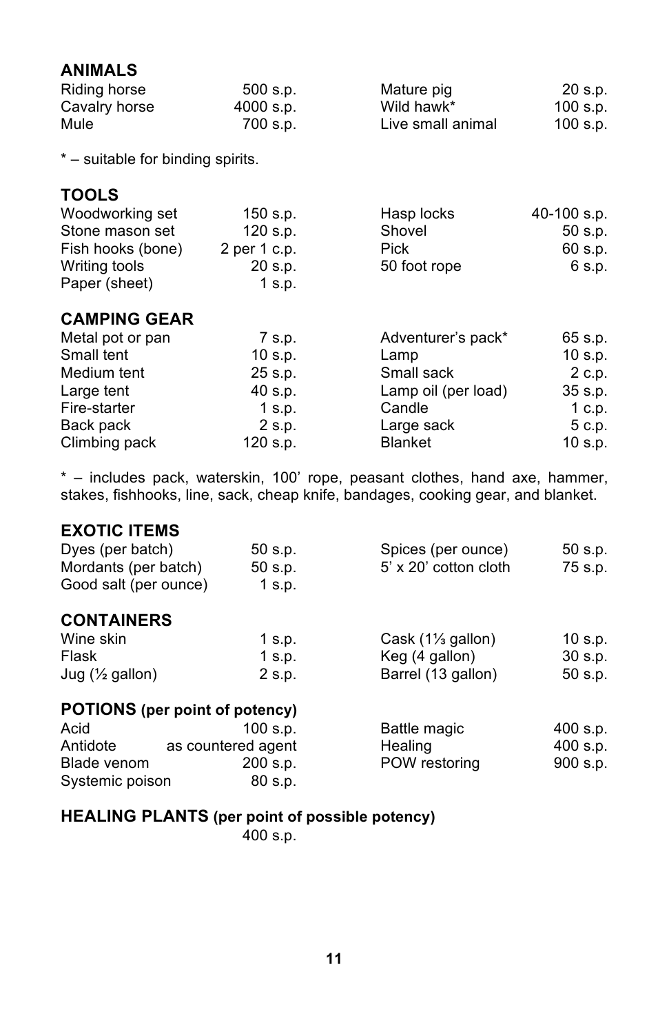## ANIMALS

| Item | Price | Item | Price |
|---|---|---|---|
| Riding horse | 500 s.p. | Mature pig | 20 s.p. |
| Cavalry horse | 4000 s.p. | Wild hawk* | 100 s.p. |
| Mule | 700 s.p. | Live small animal | 100 s.p. |

* – suitable for binding spirits.

## TOOLS

| Item | Price | Item | Price |
|---|---|---|---|
| Woodworking set | 150 s.p. | Hasp locks | 40-100 s.p. |
| Stone mason set | 120 s.p. | Shovel | 50 s.p. |
| Fish hooks (bone) | 2 per 1 c.p. | Pick | 60 s.p. |
| Writing tools | 20 s.p. | 50 foot rope | 6 s.p. |
| Paper (sheet) | 1 s.p. | | |

## CAMPING GEAR

| Item | Price | Item | Price |
|---|---|---|---|
| Metal pot or pan | 7 s.p. | Adventurer's pack* | 65 s.p. |
| Small tent | 10 s.p. | Lamp | 10 s.p. |
| Medium tent | 25 s.p. | Small sack | 2 c.p. |
| Large tent | 40 s.p. | Lamp oil (per load) | 35 s.p. |
| Fire-starter | 1 s.p. | Candle | 1 c.p. |
| Back pack | 2 s.p. | Large sack | 5 c.p. |
| Climbing pack | 120 s.p. | Blanket | 10 s.p. |

* – includes pack, waterskin, 100' rope, peasant clothes, hand axe, hammer, stakes, fishhooks, line, sack, cheap knife, bandages, cooking gear, and blanket.

## EXOTIC ITEMS

| Item | Price | Item | Price |
|---|---|---|---|
| Dyes (per batch) | 50 s.p. | Spices (per ounce) | 50 s.p. |
| Mordants (per batch) | 50 s.p. | 5' x 20' cotton cloth | 75 s.p. |
| Good salt (per ounce) | 1 s.p. | | |

## CONTAINERS

| Item | Price | Item | Price |
|---|---|---|---|
| Wine skin | 1 s.p. | Cask (1⅓ gallon) | 10 s.p. |
| Flask | 1 s.p. | Keg (4 gallon) | 30 s.p. |
| Jug (½ gallon) | 2 s.p. | Barrel (13 gallon) | 50 s.p. |

## POTIONS (per point of potency)

| Item | Price | Item | Price |
|---|---|---|---|
| Acid | 100 s.p. | Battle magic | 400 s.p. |
| Antidote | as countered agent | Healing | 400 s.p. |
| Blade venom | 200 s.p. | POW restoring | 900 s.p. |
| Systemic poison | 80 s.p. | | |

## HEALING PLANTS (per point of possible potency)

400 s.p.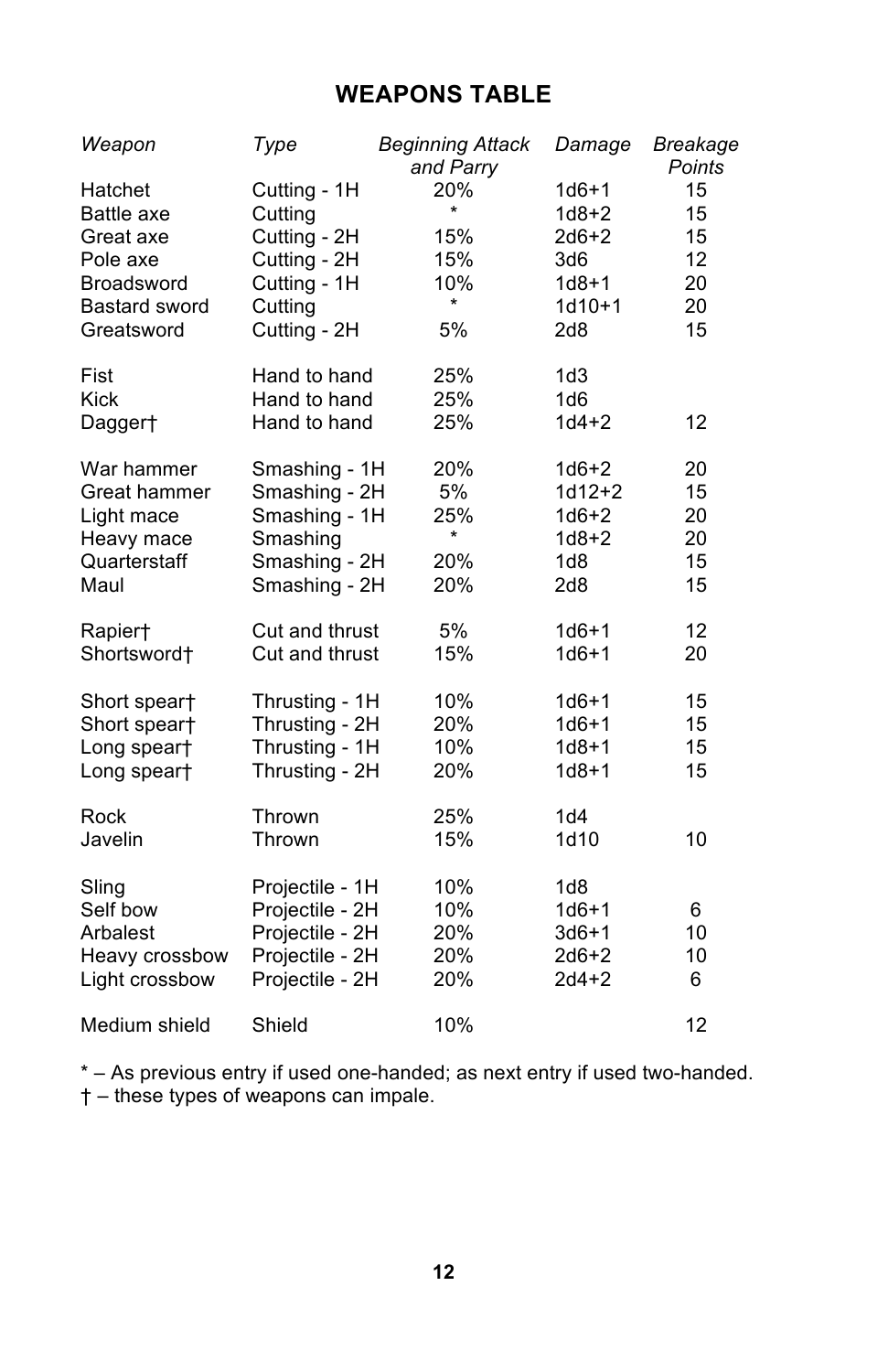## WEAPONS TABLE

| *Weapon* | *Type* | *Beginning Attack and Parry* | *Damage* | *Breakage Points* |
|---|---|---|---|---|
| Hatchet | Cutting - 1H | 20% | 1d6+1 | 15 |
| Battle axe | Cutting | * | 1d8+2 | 15 |
| Great axe | Cutting - 2H | 15% | 2d6+2 | 15 |
| Pole axe | Cutting - 2H | 15% | 3d6 | 12 |
| Broadsword | Cutting - 1H | 10% | 1d8+1 | 20 |
| Bastard sword | Cutting | * | 1d10+1 | 20 |
| Greatsword | Cutting - 2H | 5% | 2d8 | 15 |
| | | | | |
| Fist | Hand to hand | 25% | 1d3 | |
| Kick | Hand to hand | 25% | 1d6 | |
| Dagger† | Hand to hand | 25% | 1d4+2 | 12 |
| | | | | |
| War hammer | Smashing - 1H | 20% | 1d6+2 | 20 |
| Great hammer | Smashing - 2H | 5% | 1d12+2 | 15 |
| Light mace | Smashing - 1H | 25% | 1d6+2 | 20 |
| Heavy mace | Smashing | * | 1d8+2 | 20 |
| Quarterstaff | Smashing - 2H | 20% | 1d8 | 15 |
| Maul | Smashing - 2H | 20% | 2d8 | 15 |
| | | | | |
| Rapier† | Cut and thrust | 5% | 1d6+1 | 12 |
| Shortsword† | Cut and thrust | 15% | 1d6+1 | 20 |
| | | | | |
| Short spear† | Thrusting - 1H | 10% | 1d6+1 | 15 |
| Short spear† | Thrusting - 2H | 20% | 1d6+1 | 15 |
| Long spear† | Thrusting - 1H | 10% | 1d8+1 | 15 |
| Long spear† | Thrusting - 2H | 20% | 1d8+1 | 15 |
| | | | | |
| Rock | Thrown | 25% | 1d4 | |
| Javelin | Thrown | 15% | 1d10 | 10 |
| | | | | |
| Sling | Projectile - 1H | 10% | 1d8 | |
| Self bow | Projectile - 2H | 10% | 1d6+1 | 6 |
| Arbalest | Projectile - 2H | 20% | 3d6+1 | 10 |
| Heavy crossbow | Projectile - 2H | 20% | 2d6+2 | 10 |
| Light crossbow | Projectile - 2H | 20% | 2d4+2 | 6 |
| | | | | |
| Medium shield | Shield | 10% | | 12 |

* – As previous entry if used one-handed; as next entry if used two-handed.
† – these types of weapons can impale.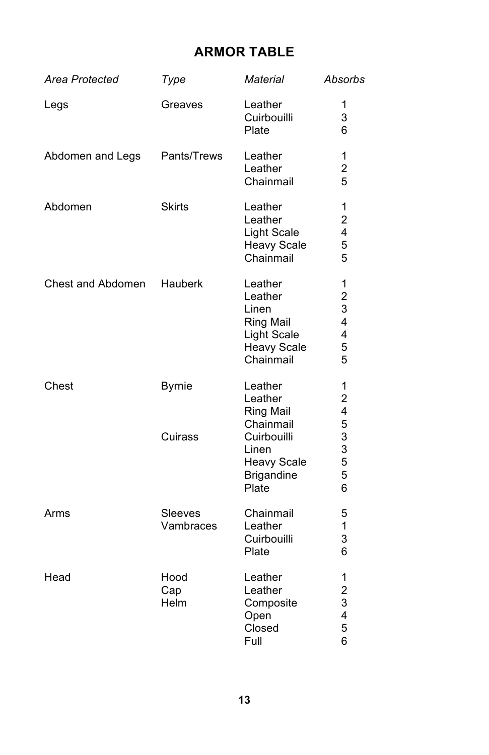## ARMOR TABLE

| *Area Protected* | *Type* | *Material* | *Absorbs* |
|---|---|---|---|
| Legs | Greaves | Leather | 1 |
| | | Cuirbouilli | 3 |
| | | Plate | 6 |
| Abdomen and Legs | Pants/Trews | Leather | 1 |
| | | Leather | 2 |
| | | Chainmail | 5 |
| Abdomen | Skirts | Leather | 1 |
| | | Leather | 2 |
| | | Light Scale | 4 |
| | | Heavy Scale | 5 |
| | | Chainmail | 5 |
| Chest and Abdomen | Hauberk | Leather | 1 |
| | | Leather | 2 |
| | | Linen | 3 |
| | | Ring Mail | 4 |
| | | Light Scale | 4 |
| | | Heavy Scale | 5 |
| | | Chainmail | 5 |
| Chest | Byrnie | Leather | 1 |
| | | Leather | 2 |
| | | Ring Mail | 4 |
| | | Chainmail | 5 |
| | Cuirass | Cuirbouilli | 3 |
| | | Linen | 3 |
| | | Heavy Scale | 5 |
| | | Brigandine | 5 |
| | | Plate | 6 |
| Arms | Sleeves | Chainmail | 5 |
| | Vambraces | Leather | 1 |
| | | Cuirbouilli | 3 |
| | | Plate | 6 |
| Head | Hood | Leather | 1 |
| | Cap | Leather | 2 |
| | Helm | Composite | 3 |
| | | Open | 4 |
| | | Closed | 5 |
| | | Full | 6 |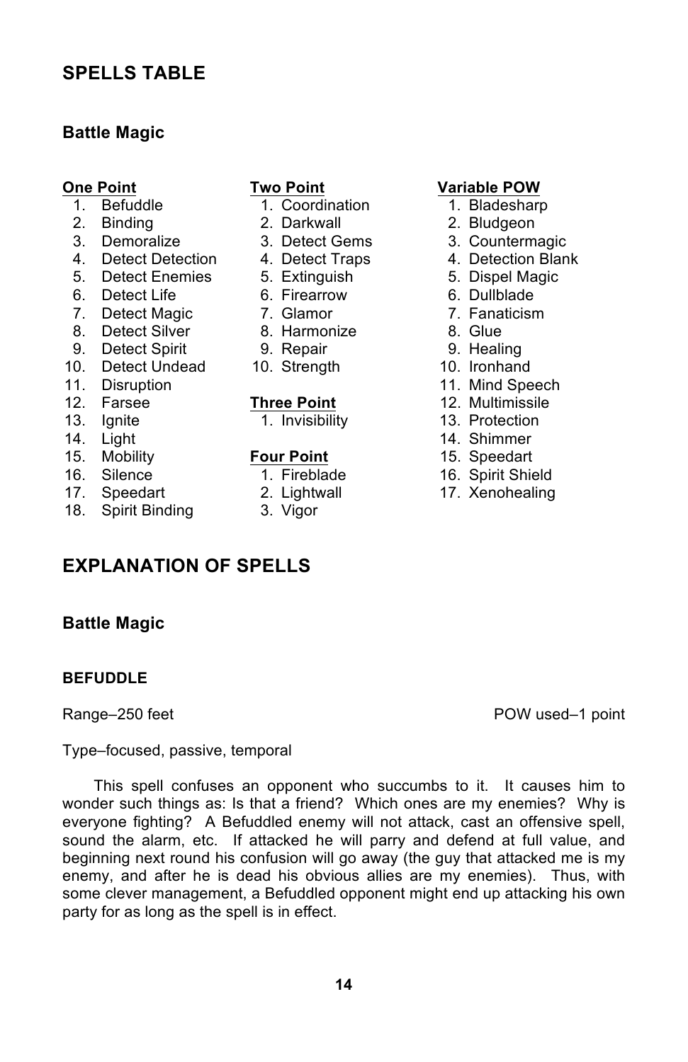## SPELLS TABLE

### Battle Magic

**One Point**

1. Befuddle
2. Binding
3. Demoralize
4. Detect Detection
5. Detect Enemies
6. Detect Life
7. Detect Magic
8. Detect Silver
9. Detect Spirit
10. Detect Undead
11. Disruption
12. Farsee
13. Ignite
14. Light
15. Mobility
16. Silence
17. Speedart
18. Spirit Binding

**Two Point**

1. Coordination
2. Darkwall
3. Detect Gems
4. Detect Traps
5. Extinguish
6. Firearrow
7. Glamor
8. Harmonize
9. Repair
10. Strength

**Three Point**

1. Invisibility

**Four Point**

1. Fireblade
2. Lightwall
3. Vigor

**Variable POW**

1. Bladesharp
2. Bludgeon
3. Countermagic
4. Detection Blank
5. Dispel Magic
6. Dullblade
7. Fanaticism
8. Glue
9. Healing
10. Ironhand
11. Mind Speech
12. Multimissile
13. Protection
14. Shimmer
15. Speedart
16. Spirit Shield
17. Xenohealing

## EXPLANATION OF SPELLS

### Battle Magic

#### BEFUDDLE

Range–250 feet POW used–1 point

Type–focused, passive, temporal

This spell confuses an opponent who succumbs to it. It causes him to wonder such things as: Is that a friend? Which ones are my enemies? Why is everyone fighting? A Befuddled enemy will not attack, cast an offensive spell, sound the alarm, etc. If attacked he will parry and defend at full value, and beginning next round his confusion will go away (the guy that attacked me is my enemy, and after he is dead his obvious allies are my enemies). Thus, with some clever management, a Befuddled opponent might end up attacking his own party for as long as the spell is in effect.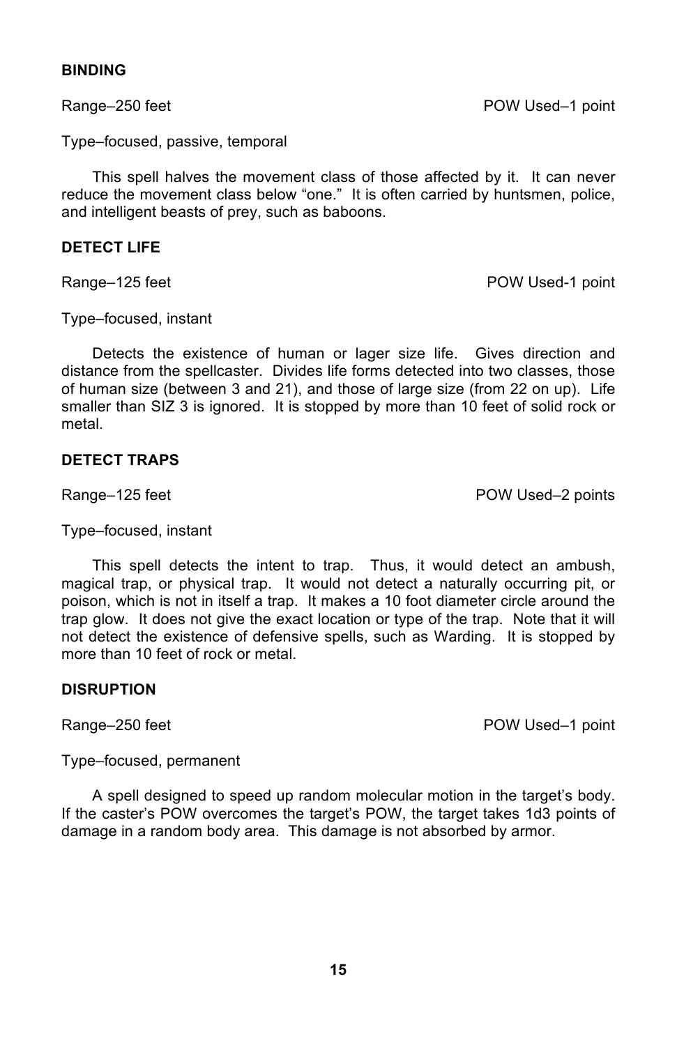**BINDING**

Range–250 feet POW Used–1 point

Type–focused, passive, temporal

This spell halves the movement class of those affected by it. It can never reduce the movement class below "one." It is often carried by huntsmen, police, and intelligent beasts of prey, such as baboons.

**DETECT LIFE**

Range–125 feet POW Used-1 point

Type–focused, instant

Detects the existence of human or lager size life. Gives direction and distance from the spellcaster. Divides life forms detected into two classes, those of human size (between 3 and 21), and those of large size (from 22 on up). Life smaller than SIZ 3 is ignored. It is stopped by more than 10 feet of solid rock or metal.

**DETECT TRAPS**

Range–125 feet POW Used–2 points

Type–focused, instant

This spell detects the intent to trap. Thus, it would detect an ambush, magical trap, or physical trap. It would not detect a naturally occurring pit, or poison, which is not in itself a trap. It makes a 10 foot diameter circle around the trap glow. It does not give the exact location or type of the trap. Note that it will not detect the existence of defensive spells, such as Warding. It is stopped by more than 10 feet of rock or metal.

**DISRUPTION**

Range–250 feet POW Used–1 point

Type–focused, permanent

A spell designed to speed up random molecular motion in the target's body. If the caster's POW overcomes the target's POW, the target takes 1d3 points of damage in a random body area. This damage is not absorbed by armor.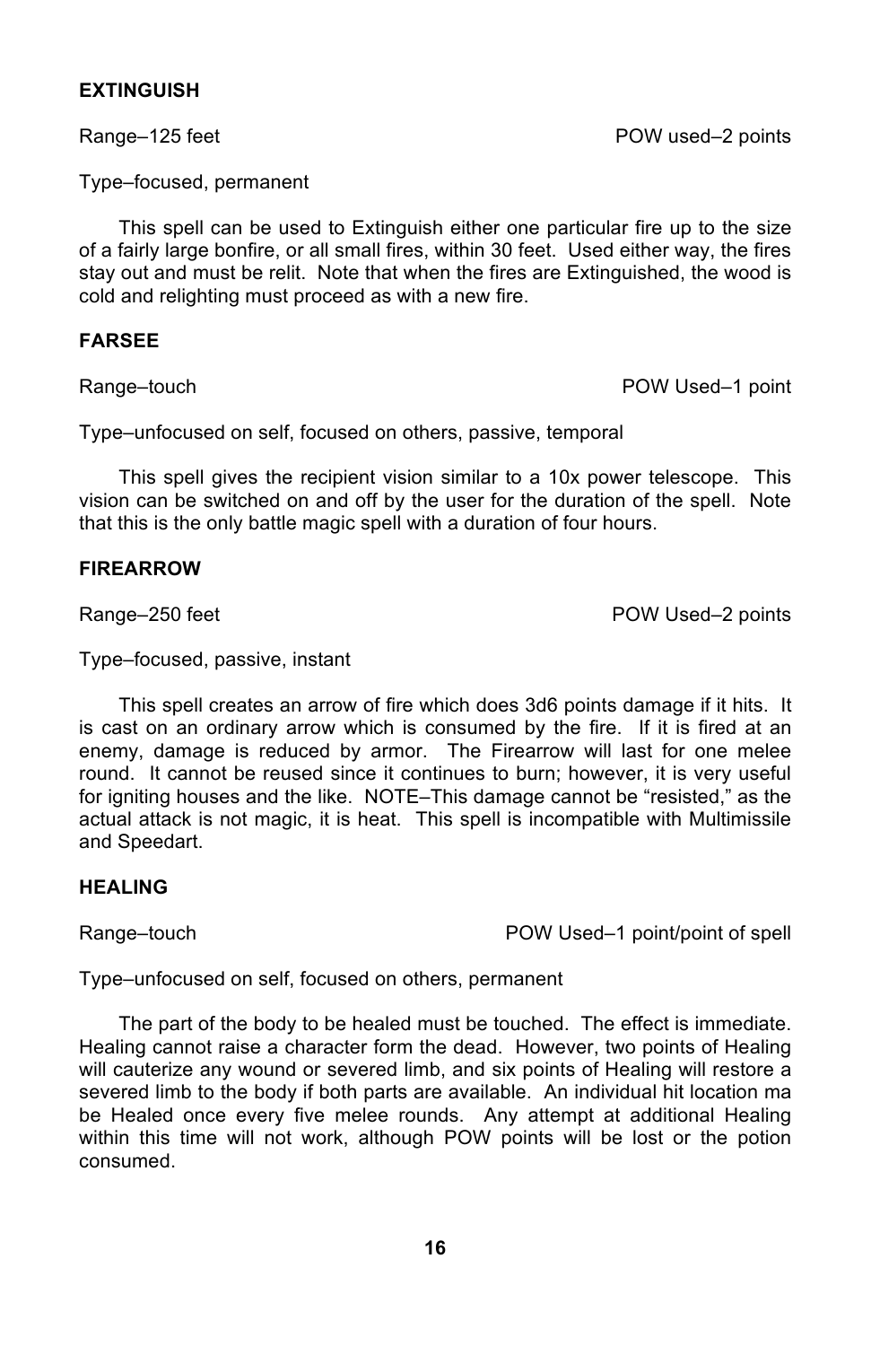### EXTINGUISH

Range–125 feet POW used–2 points

Type–focused, permanent

This spell can be used to Extinguish either one particular fire up to the size of a fairly large bonfire, or all small fires, within 30 feet. Used either way, the fires stay out and must be relit. Note that when the fires are Extinguished, the wood is cold and relighting must proceed as with a new fire.

### FARSEE

Range–touch POW Used–1 point

Type–unfocused on self, focused on others, passive, temporal

This spell gives the recipient vision similar to a 10x power telescope. This vision can be switched on and off by the user for the duration of the spell. Note that this is the only battle magic spell with a duration of four hours.

### FIREARROW

Range–250 feet POW Used–2 points

Type–focused, passive, instant

This spell creates an arrow of fire which does 3d6 points damage if it hits. It is cast on an ordinary arrow which is consumed by the fire. If it is fired at an enemy, damage is reduced by armor. The Firearrow will last for one melee round. It cannot be reused since it continues to burn; however, it is very useful for igniting houses and the like. NOTE–This damage cannot be "resisted," as the actual attack is not magic, it is heat. This spell is incompatible with Multimissile and Speedart.

### HEALING

Range–touch POW Used–1 point/point of spell

Type–unfocused on self, focused on others, permanent

The part of the body to be healed must be touched. The effect is immediate. Healing cannot raise a character form the dead. However, two points of Healing will cauterize any wound or severed limb, and six points of Healing will restore a severed limb to the body if both parts are available. An individual hit location ma be Healed once every five melee rounds. Any attempt at additional Healing within this time will not work, although POW points will be lost or the potion consumed.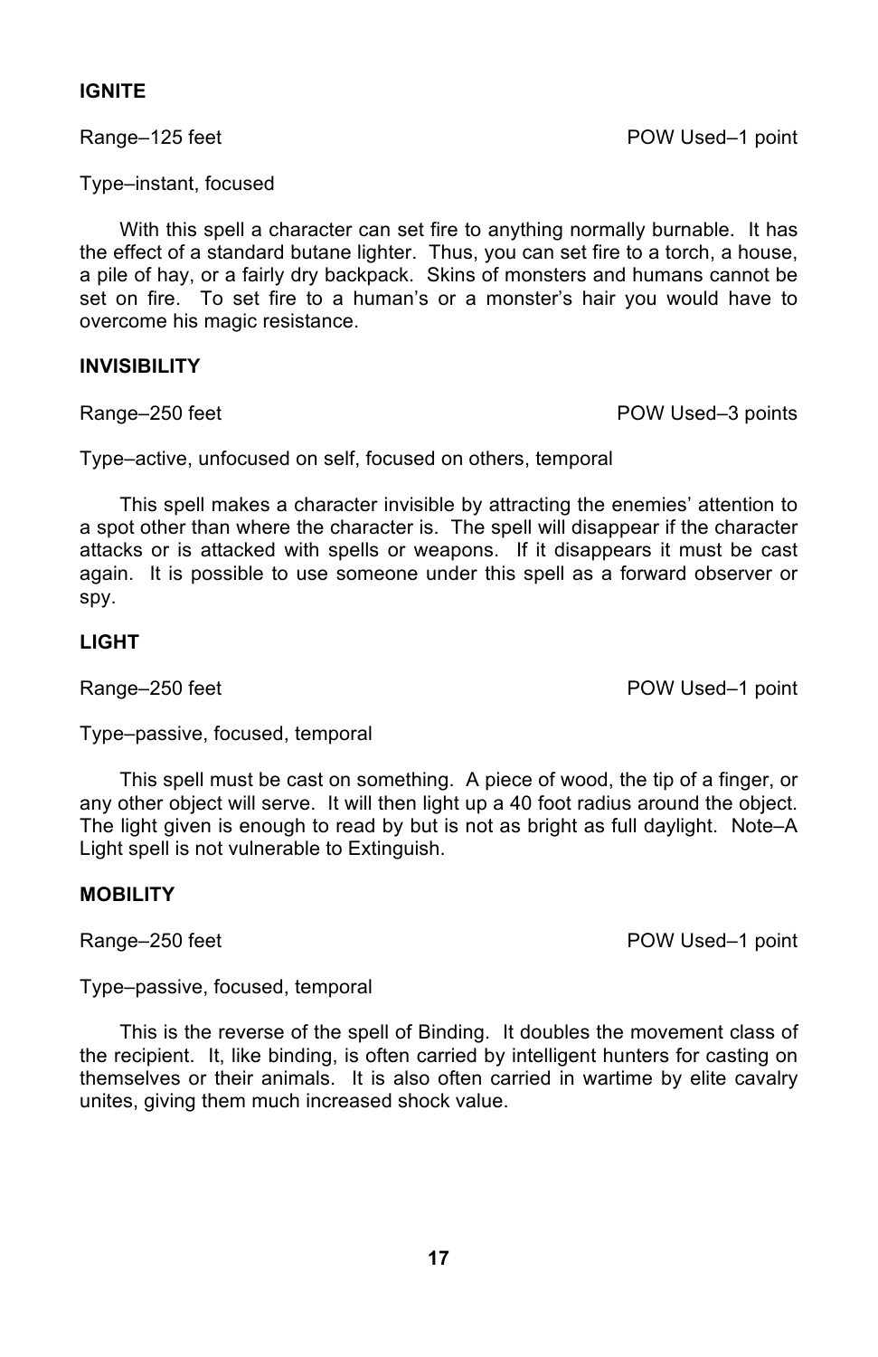**IGNITE**

Range–125 feet POW Used–1 point

Type–instant, focused

With this spell a character can set fire to anything normally burnable. It has the effect of a standard butane lighter. Thus, you can set fire to a torch, a house, a pile of hay, or a fairly dry backpack. Skins of monsters and humans cannot be set on fire. To set fire to a human's or a monster's hair you would have to overcome his magic resistance.

**INVISIBILITY**

Range–250 feet POW Used–3 points

Type–active, unfocused on self, focused on others, temporal

This spell makes a character invisible by attracting the enemies' attention to a spot other than where the character is. The spell will disappear if the character attacks or is attacked with spells or weapons. If it disappears it must be cast again. It is possible to use someone under this spell as a forward observer or spy.

**LIGHT**

Range–250 feet POW Used–1 point

Type–passive, focused, temporal

This spell must be cast on something. A piece of wood, the tip of a finger, or any other object will serve. It will then light up a 40 foot radius around the object. The light given is enough to read by but is not as bright as full daylight. Note–A Light spell is not vulnerable to Extinguish.

**MOBILITY**

Range–250 feet POW Used–1 point

Type–passive, focused, temporal

This is the reverse of the spell of Binding. It doubles the movement class of the recipient. It, like binding, is often carried by intelligent hunters for casting on themselves or their animals. It is also often carried in wartime by elite cavalry unites, giving them much increased shock value.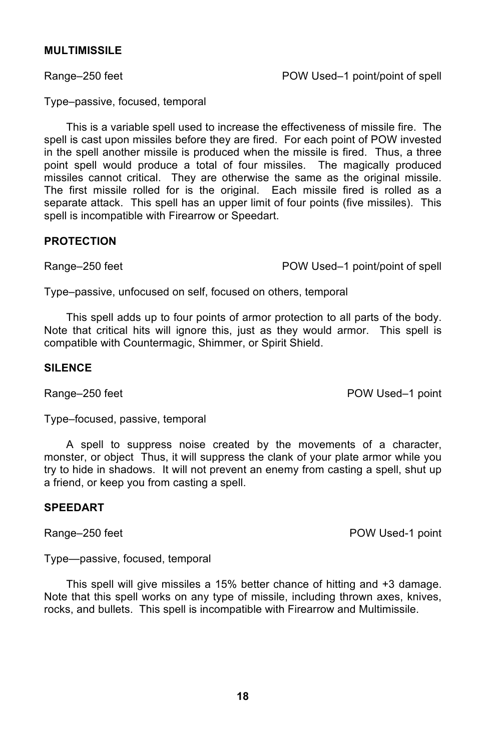**MULTIMISSILE**

Range–250 feet POW Used–1 point/point of spell

Type–passive, focused, temporal

This is a variable spell used to increase the effectiveness of missile fire. The spell is cast upon missiles before they are fired. For each point of POW invested in the spell another missile is produced when the missile is fired. Thus, a three point spell would produce a total of four missiles. The magically produced missiles cannot critical. They are otherwise the same as the original missile. The first missile rolled for is the original. Each missile fired is rolled as a separate attack. This spell has an upper limit of four points (five missiles). This spell is incompatible with Firearrow or Speedart.

**PROTECTION**

Range–250 feet POW Used–1 point/point of spell

Type–passive, unfocused on self, focused on others, temporal

This spell adds up to four points of armor protection to all parts of the body. Note that critical hits will ignore this, just as they would armor. This spell is compatible with Countermagic, Shimmer, or Spirit Shield.

**SILENCE**

Range–250 feet POW Used–1 point

Type–focused, passive, temporal

A spell to suppress noise created by the movements of a character, monster, or object Thus, it will suppress the clank of your plate armor while you try to hide in shadows. It will not prevent an enemy from casting a spell, shut up a friend, or keep you from casting a spell.

**SPEEDART**

Range–250 feet POW Used-1 point

Type—passive, focused, temporal

This spell will give missiles a 15% better chance of hitting and +3 damage. Note that this spell works on any type of missile, including thrown axes, knives, rocks, and bullets. This spell is incompatible with Firearrow and Multimissile.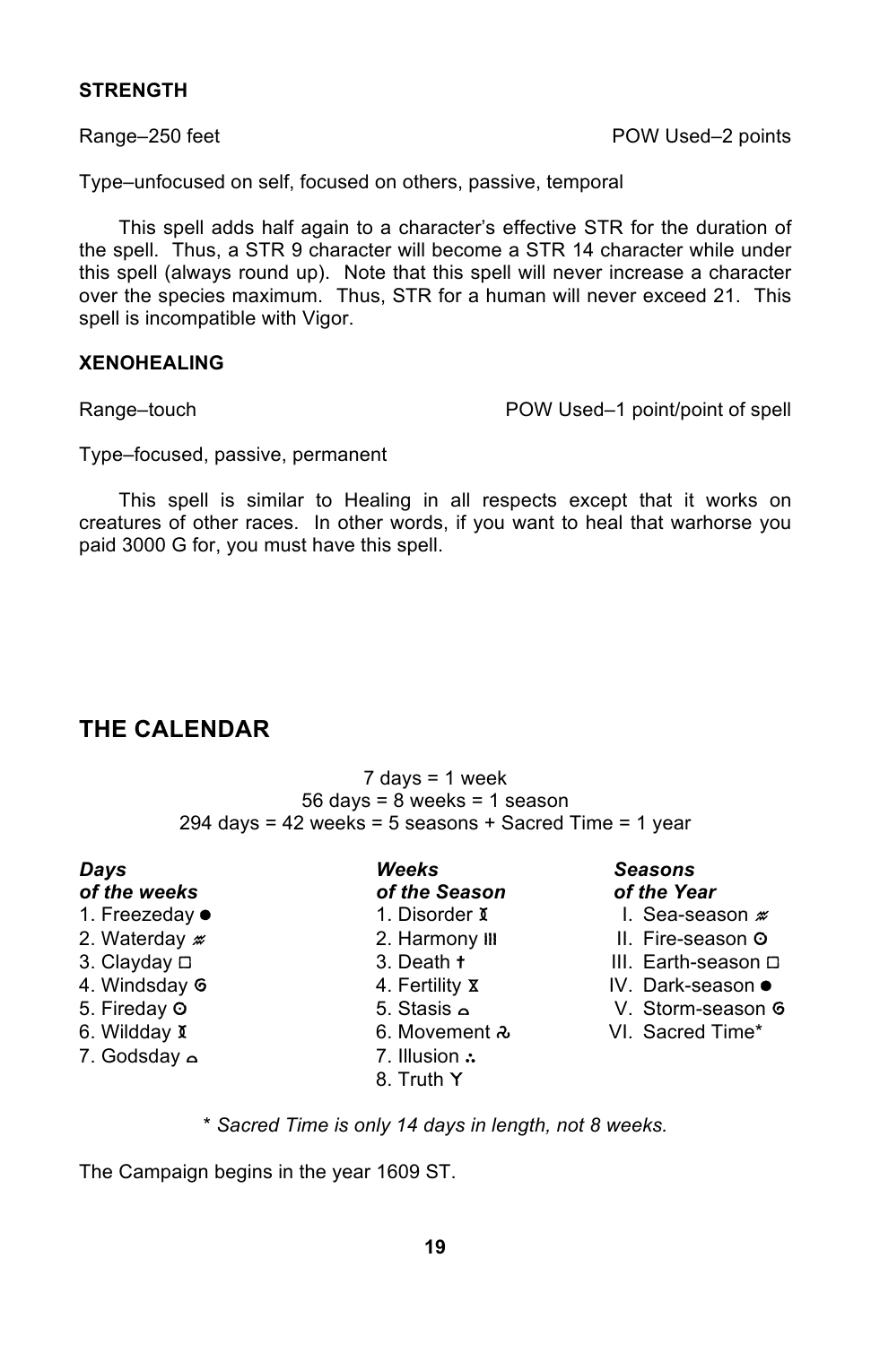### STRENGTH

Range–250 feet POW Used–2 points

Type–unfocused on self, focused on others, passive, temporal

This spell adds half again to a character's effective STR for the duration of the spell. Thus, a STR 9 character will become a STR 14 character while under this spell (always round up). Note that this spell will never increase a character over the species maximum. Thus, STR for a human will never exceed 21. This spell is incompatible with Vigor.

### XENOHEALING

Range–touch POW Used–1 point/point of spell

Type–focused, passive, permanent

This spell is similar to Healing in all respects except that it works on creatures of other races. In other words, if you want to heal that warhorse you paid 3000 G for, you must have this spell.

## THE CALENDAR

7 days = 1 week
56 days = 8 weeks = 1 season
294 days = 42 weeks = 5 seasons + Sacred Time = 1 year

| ***Days of the weeks*** | ***Weeks of the Season*** | ***Seasons of the Year*** |
|---|---|---|
| 1. Freezeday ● | 1. Disorder ♅ | I. Sea-season ♒ |
| 2. Waterday ♒ | 2. Harmony ⫼ | II. Fire-season ☉ |
| 3. Clayday □ | 3. Death ✝ | III. Earth-season □ |
| 4. Windsday ⅁ | 4. Fertility ⧗ | IV. Dark-season ● |
| 5. Fireday ☉ | 5. Stasis ⌂ | V. Storm-season ⅁ |
| 6. Wildday ♅ | 6. Movement ☊ | VI. Sacred Time* |
| 7. Godsday ⌂ | 7. Illusion ∴ | |
| | 8. Truth Y | |

*\* Sacred Time is only 14 days in length, not 8 weeks.*

The Campaign begins in the year 1609 ST.